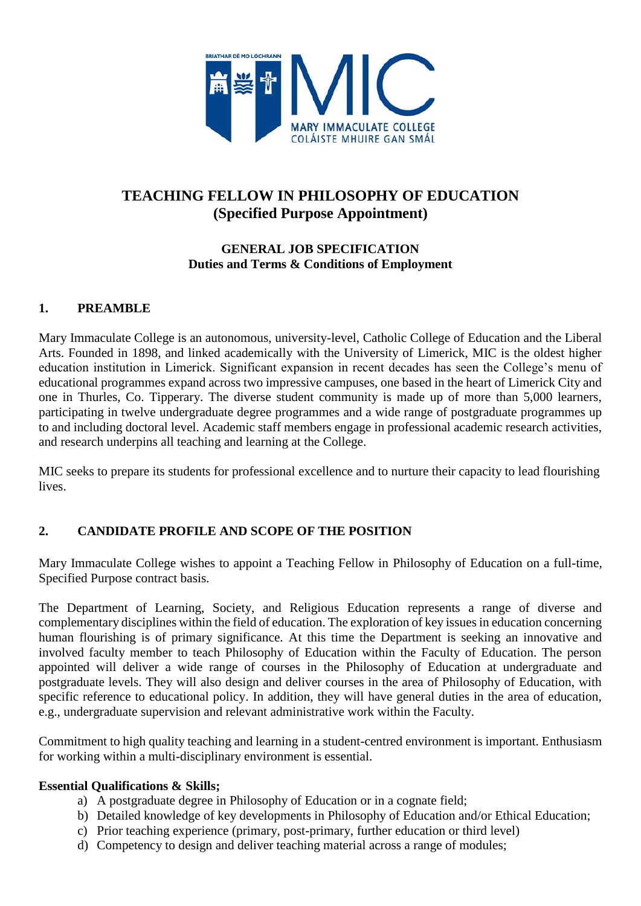# TEACHING FELLOW IN PHILOSOPHY OF EDUCATION
## (Specified Purpose Appointment)

### GENERAL JOB SPECIFICATION
### Duties and Terms & Conditions of Employment

## 1. PREAMBLE

Mary Immaculate College is an autonomous, university-level, Catholic College of Education and the Liberal Arts. Founded in 1898, and linked academically with the University of Limerick, MIC is the oldest higher education institution in Limerick. Significant expansion in recent decades has seen the College's menu of educational programmes expand across two impressive campuses, one based in the heart of Limerick City and one in Thurles, Co. Tipperary. The diverse student community is made up of more than 5,000 learners, participating in twelve undergraduate degree programmes and a wide range of postgraduate programmes up to and including doctoral level. Academic staff members engage in professional academic research activities, and research underpins all teaching and learning at the College.

MIC seeks to prepare its students for professional excellence and to nurture their capacity to lead flourishing lives.

## 2. CANDIDATE PROFILE AND SCOPE OF THE POSITION

Mary Immaculate College wishes to appoint a Teaching Fellow in Philosophy of Education on a full-time, Specified Purpose contract basis.

The Department of Learning, Society, and Religious Education represents a range of diverse and complementary disciplines within the field of education. The exploration of key issues in education concerning human flourishing is of primary significance. At this time the Department is seeking an innovative and involved faculty member to teach Philosophy of Education within the Faculty of Education. The person appointed will deliver a wide range of courses in the Philosophy of Education at undergraduate and postgraduate levels. They will also design and deliver courses in the area of Philosophy of Education, with specific reference to educational policy. In addition, they will have general duties in the area of education, e.g., undergraduate supervision and relevant administrative work within the Faculty.

Commitment to high quality teaching and learning in a student-centred environment is important. Enthusiasm for working within a multi-disciplinary environment is essential.

**Essential Qualifications & Skills;**

a) A postgraduate degree in Philosophy of Education or in a cognate field;
b) Detailed knowledge of key developments in Philosophy of Education and/or Ethical Education;
c) Prior teaching experience (primary, post-primary, further education or third level)
d) Competency to design and deliver teaching material across a range of modules;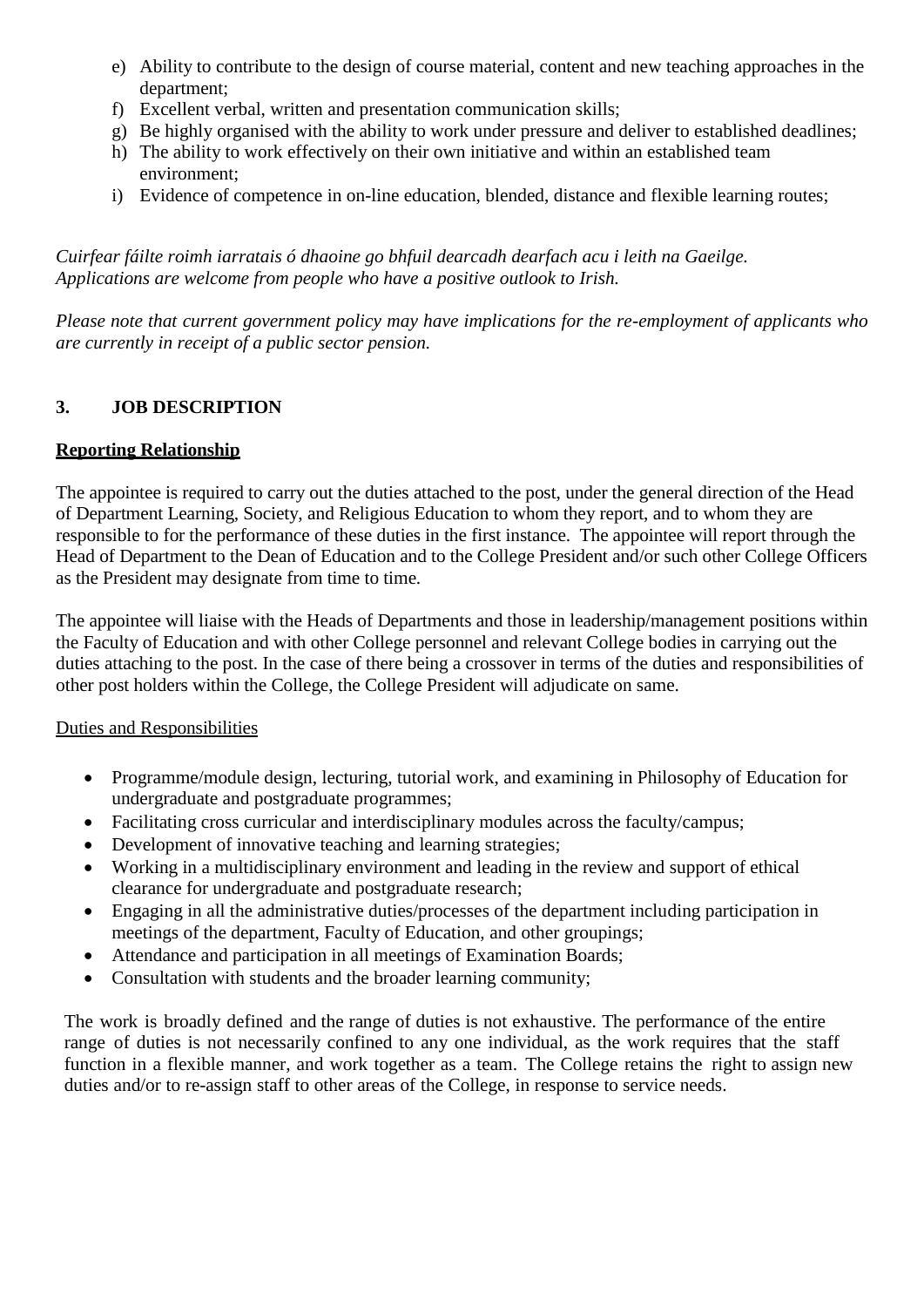e) Ability to contribute to the design of course material, content and new teaching approaches in the department;
f) Excellent verbal, written and presentation communication skills;
g) Be highly organised with the ability to work under pressure and deliver to established deadlines;
h) The ability to work effectively on their own initiative and within an established team environment;
i) Evidence of competence in on-line education, blended, distance and flexible learning routes;

*Cuirfear fáilte roimh iarratais ó dhaoine go bhfuil dearcadh dearfach acu i leith na Gaeilge.*
*Applications are welcome from people who have a positive outlook to Irish.*

*Please note that current government policy may have implications for the re-employment of applicants who are currently in receipt of a public sector pension.*

## 3. JOB DESCRIPTION

**Reporting Relationship**

The appointee is required to carry out the duties attached to the post, under the general direction of the Head of Department Learning, Society, and Religious Education to whom they report, and to whom they are responsible to for the performance of these duties in the first instance. The appointee will report through the Head of Department to the Dean of Education and to the College President and/or such other College Officers as the President may designate from time to time.

The appointee will liaise with the Heads of Departments and those in leadership/management positions within the Faculty of Education and with other College personnel and relevant College bodies in carrying out the duties attaching to the post. In the case of there being a crossover in terms of the duties and responsibilities of other post holders within the College, the College President will adjudicate on same.

Duties and Responsibilities

- Programme/module design, lecturing, tutorial work, and examining in Philosophy of Education for undergraduate and postgraduate programmes;
- Facilitating cross curricular and interdisciplinary modules across the faculty/campus;
- Development of innovative teaching and learning strategies;
- Working in a multidisciplinary environment and leading in the review and support of ethical clearance for undergraduate and postgraduate research;
- Engaging in all the administrative duties/processes of the department including participation in meetings of the department, Faculty of Education, and other groupings;
- Attendance and participation in all meetings of Examination Boards;
- Consultation with students and the broader learning community;

The work is broadly defined and the range of duties is not exhaustive. The performance of the entire range of duties is not necessarily confined to any one individual, as the work requires that the staff function in a flexible manner, and work together as a team. The College retains the right to assign new duties and/or to re-assign staff to other areas of the College, in response to service needs.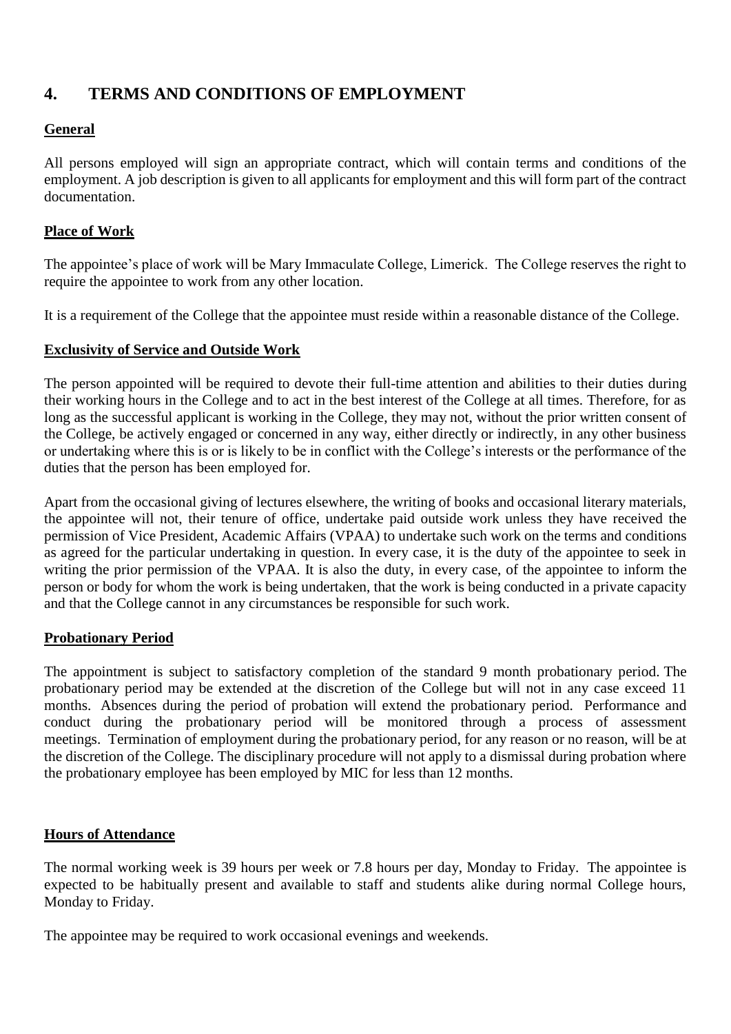## 4. TERMS AND CONDITIONS OF EMPLOYMENT

### General

All persons employed will sign an appropriate contract, which will contain terms and conditions of the employment. A job description is given to all applicants for employment and this will form part of the contract documentation.

### Place of Work

The appointee's place of work will be Mary Immaculate College, Limerick. The College reserves the right to require the appointee to work from any other location.

It is a requirement of the College that the appointee must reside within a reasonable distance of the College.

### Exclusivity of Service and Outside Work

The person appointed will be required to devote their full-time attention and abilities to their duties during their working hours in the College and to act in the best interest of the College at all times. Therefore, for as long as the successful applicant is working in the College, they may not, without the prior written consent of the College, be actively engaged or concerned in any way, either directly or indirectly, in any other business or undertaking where this is or is likely to be in conflict with the College's interests or the performance of the duties that the person has been employed for.

Apart from the occasional giving of lectures elsewhere, the writing of books and occasional literary materials, the appointee will not, their tenure of office, undertake paid outside work unless they have received the permission of Vice President, Academic Affairs (VPAA) to undertake such work on the terms and conditions as agreed for the particular undertaking in question. In every case, it is the duty of the appointee to seek in writing the prior permission of the VPAA. It is also the duty, in every case, of the appointee to inform the person or body for whom the work is being undertaken, that the work is being conducted in a private capacity and that the College cannot in any circumstances be responsible for such work.

### Probationary Period

The appointment is subject to satisfactory completion of the standard 9 month probationary period. The probationary period may be extended at the discretion of the College but will not in any case exceed 11 months. Absences during the period of probation will extend the probationary period. Performance and conduct during the probationary period will be monitored through a process of assessment meetings. Termination of employment during the probationary period, for any reason or no reason, will be at the discretion of the College. The disciplinary procedure will not apply to a dismissal during probation where the probationary employee has been employed by MIC for less than 12 months.

### Hours of Attendance

The normal working week is 39 hours per week or 7.8 hours per day, Monday to Friday. The appointee is expected to be habitually present and available to staff and students alike during normal College hours, Monday to Friday.

The appointee may be required to work occasional evenings and weekends.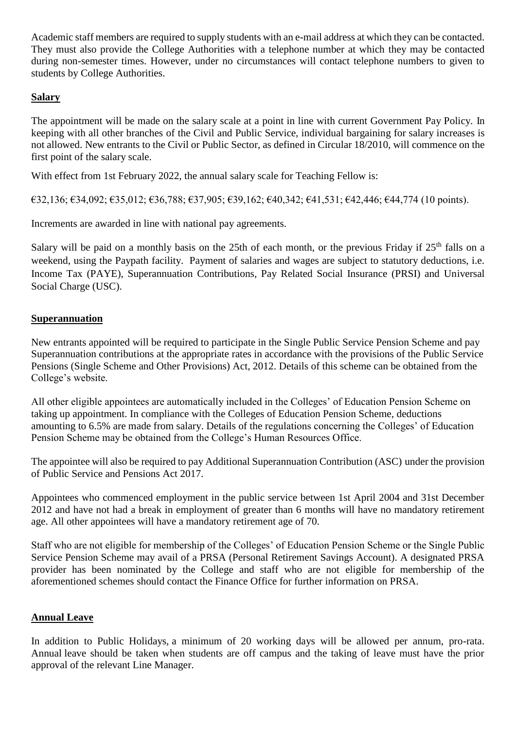Academic staff members are required to supply students with an e-mail address at which they can be contacted. They must also provide the College Authorities with a telephone number at which they may be contacted during non-semester times. However, under no circumstances will contact telephone numbers to given to students by College Authorities.

## **Salary**

The appointment will be made on the salary scale at a point in line with current Government Pay Policy. In keeping with all other branches of the Civil and Public Service, individual bargaining for salary increases is not allowed. New entrants to the Civil or Public Sector, as defined in Circular 18/2010, will commence on the first point of the salary scale.

With effect from 1st February 2022, the annual salary scale for Teaching Fellow is:

€32,136; €34,092; €35,012; €36,788; €37,905; €39,162; €40,342; €41,531; €42,446; €44,774 (10 points).

Increments are awarded in line with national pay agreements.

Salary will be paid on a monthly basis on the 25th of each month, or the previous Friday if 25th falls on a weekend, using the Paypath facility. Payment of salaries and wages are subject to statutory deductions, i.e. Income Tax (PAYE), Superannuation Contributions, Pay Related Social Insurance (PRSI) and Universal Social Charge (USC).

## **Superannuation**

New entrants appointed will be required to participate in the Single Public Service Pension Scheme and pay Superannuation contributions at the appropriate rates in accordance with the provisions of the Public Service Pensions (Single Scheme and Other Provisions) Act, 2012. Details of this scheme can be obtained from the College's website.

All other eligible appointees are automatically included in the Colleges' of Education Pension Scheme on taking up appointment. In compliance with the Colleges of Education Pension Scheme, deductions amounting to 6.5% are made from salary. Details of the regulations concerning the Colleges' of Education Pension Scheme may be obtained from the College's Human Resources Office.

The appointee will also be required to pay Additional Superannuation Contribution (ASC) under the provision of Public Service and Pensions Act 2017.

Appointees who commenced employment in the public service between 1st April 2004 and 31st December 2012 and have not had a break in employment of greater than 6 months will have no mandatory retirement age. All other appointees will have a mandatory retirement age of 70.

Staff who are not eligible for membership of the Colleges' of Education Pension Scheme or the Single Public Service Pension Scheme may avail of a PRSA (Personal Retirement Savings Account). A designated PRSA provider has been nominated by the College and staff who are not eligible for membership of the aforementioned schemes should contact the Finance Office for further information on PRSA.

## **Annual Leave**

In addition to Public Holidays, a minimum of 20 working days will be allowed per annum, pro-rata. Annual leave should be taken when students are off campus and the taking of leave must have the prior approval of the relevant Line Manager.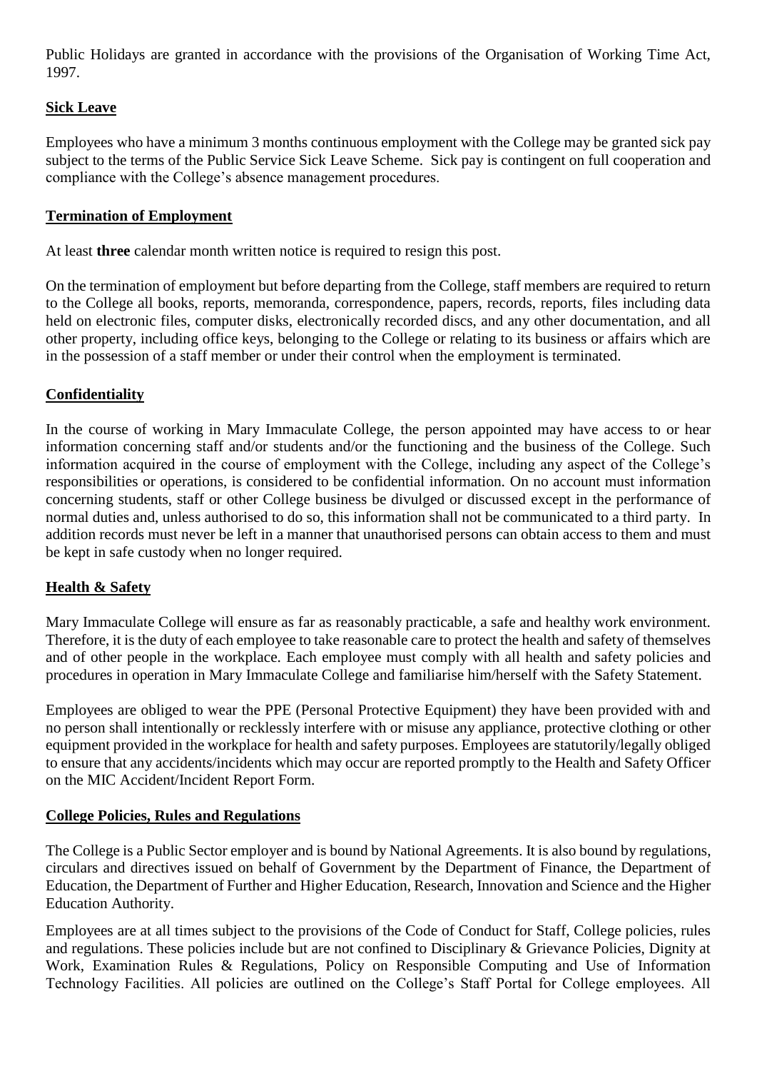Public Holidays are granted in accordance with the provisions of the Organisation of Working Time Act, 1997.

## Sick Leave

Employees who have a minimum 3 months continuous employment with the College may be granted sick pay subject to the terms of the Public Service Sick Leave Scheme. Sick pay is contingent on full cooperation and compliance with the College's absence management procedures.

## Termination of Employment

At least **three** calendar month written notice is required to resign this post.

On the termination of employment but before departing from the College, staff members are required to return to the College all books, reports, memoranda, correspondence, papers, records, reports, files including data held on electronic files, computer disks, electronically recorded discs, and any other documentation, and all other property, including office keys, belonging to the College or relating to its business or affairs which are in the possession of a staff member or under their control when the employment is terminated.

## Confidentiality

In the course of working in Mary Immaculate College, the person appointed may have access to or hear information concerning staff and/or students and/or the functioning and the business of the College. Such information acquired in the course of employment with the College, including any aspect of the College's responsibilities or operations, is considered to be confidential information. On no account must information concerning students, staff or other College business be divulged or discussed except in the performance of normal duties and, unless authorised to do so, this information shall not be communicated to a third party. In addition records must never be left in a manner that unauthorised persons can obtain access to them and must be kept in safe custody when no longer required.

## Health & Safety

Mary Immaculate College will ensure as far as reasonably practicable, a safe and healthy work environment. Therefore, it is the duty of each employee to take reasonable care to protect the health and safety of themselves and of other people in the workplace. Each employee must comply with all health and safety policies and procedures in operation in Mary Immaculate College and familiarise him/herself with the Safety Statement.

Employees are obliged to wear the PPE (Personal Protective Equipment) they have been provided with and no person shall intentionally or recklessly interfere with or misuse any appliance, protective clothing or other equipment provided in the workplace for health and safety purposes. Employees are statutorily/legally obliged to ensure that any accidents/incidents which may occur are reported promptly to the Health and Safety Officer on the MIC Accident/Incident Report Form.

## College Policies, Rules and Regulations

The College is a Public Sector employer and is bound by National Agreements. It is also bound by regulations, circulars and directives issued on behalf of Government by the Department of Finance, the Department of Education, the Department of Further and Higher Education, Research, Innovation and Science and the Higher Education Authority.

Employees are at all times subject to the provisions of the Code of Conduct for Staff, College policies, rules and regulations. These policies include but are not confined to Disciplinary & Grievance Policies, Dignity at Work, Examination Rules & Regulations, Policy on Responsible Computing and Use of Information Technology Facilities. All policies are outlined on the College's Staff Portal for College employees. All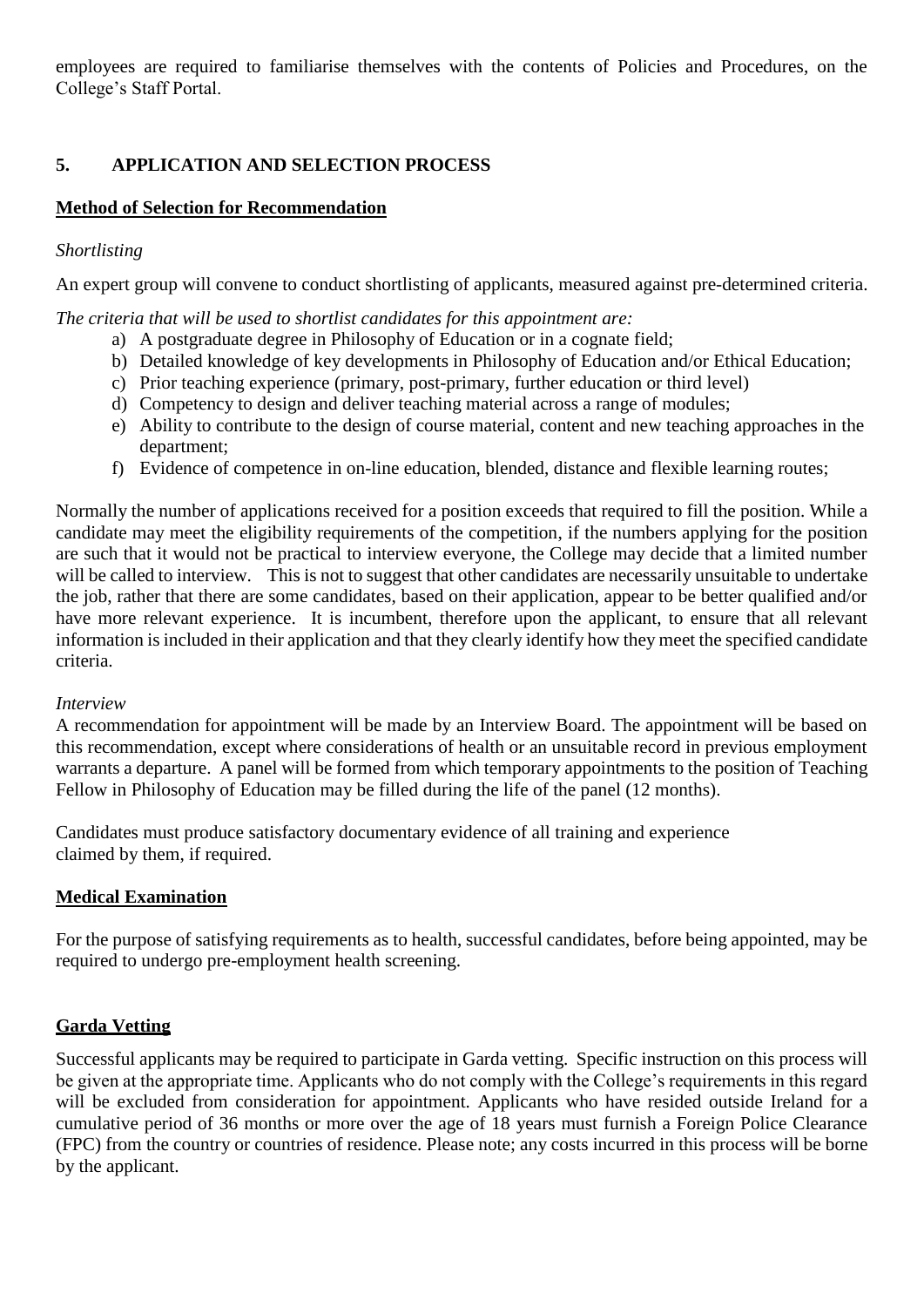employees are required to familiarise themselves with the contents of Policies and Procedures, on the College's Staff Portal.

## 5. APPLICATION AND SELECTION PROCESS

### Method of Selection for Recommendation

*Shortlisting*

An expert group will convene to conduct shortlisting of applicants, measured against pre-determined criteria.

*The criteria that will be used to shortlist candidates for this appointment are:*

a) A postgraduate degree in Philosophy of Education or in a cognate field;
b) Detailed knowledge of key developments in Philosophy of Education and/or Ethical Education;
c) Prior teaching experience (primary, post-primary, further education or third level)
d) Competency to design and deliver teaching material across a range of modules;
e) Ability to contribute to the design of course material, content and new teaching approaches in the department;
f) Evidence of competence in on-line education, blended, distance and flexible learning routes;

Normally the number of applications received for a position exceeds that required to fill the position. While a candidate may meet the eligibility requirements of the competition, if the numbers applying for the position are such that it would not be practical to interview everyone, the College may decide that a limited number will be called to interview. This is not to suggest that other candidates are necessarily unsuitable to undertake the job, rather that there are some candidates, based on their application, appear to be better qualified and/or have more relevant experience. It is incumbent, therefore upon the applicant, to ensure that all relevant information is included in their application and that they clearly identify how they meet the specified candidate criteria.

*Interview*

A recommendation for appointment will be made by an Interview Board. The appointment will be based on this recommendation, except where considerations of health or an unsuitable record in previous employment warrants a departure. A panel will be formed from which temporary appointments to the position of Teaching Fellow in Philosophy of Education may be filled during the life of the panel (12 months).

Candidates must produce satisfactory documentary evidence of all training and experience claimed by them, if required.

### Medical Examination

For the purpose of satisfying requirements as to health, successful candidates, before being appointed, may be required to undergo pre-employment health screening.

### Garda Vetting

Successful applicants may be required to participate in Garda vetting. Specific instruction on this process will be given at the appropriate time. Applicants who do not comply with the College's requirements in this regard will be excluded from consideration for appointment. Applicants who have resided outside Ireland for a cumulative period of 36 months or more over the age of 18 years must furnish a Foreign Police Clearance (FPC) from the country or countries of residence. Please note; any costs incurred in this process will be borne by the applicant.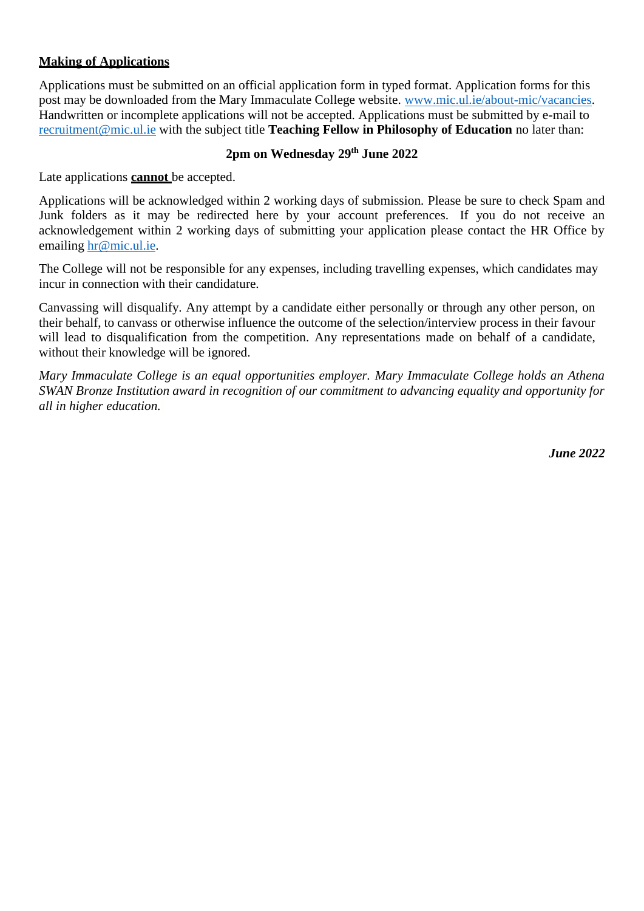**Making of Applications**

Applications must be submitted on an official application form in typed format. Application forms for this post may be downloaded from the Mary Immaculate College website. www.mic.ul.ie/about-mic/vacancies. Handwritten or incomplete applications will not be accepted. Applications must be submitted by e-mail to recruitment@mic.ul.ie with the subject title **Teaching Fellow in Philosophy of Education** no later than:

**2pm on Wednesday 29th June 2022**

Late applications **cannot** be accepted.

Applications will be acknowledged within 2 working days of submission. Please be sure to check Spam and Junk folders as it may be redirected here by your account preferences. If you do not receive an acknowledgement within 2 working days of submitting your application please contact the HR Office by emailing hr@mic.ul.ie.

The College will not be responsible for any expenses, including travelling expenses, which candidates may incur in connection with their candidature.

Canvassing will disqualify. Any attempt by a candidate either personally or through any other person, on their behalf, to canvass or otherwise influence the outcome of the selection/interview process in their favour will lead to disqualification from the competition. Any representations made on behalf of a candidate, without their knowledge will be ignored.

*Mary Immaculate College is an equal opportunities employer. Mary Immaculate College holds an Athena SWAN Bronze Institution award in recognition of our commitment to advancing equality and opportunity for all in higher education.*

***June 2022***